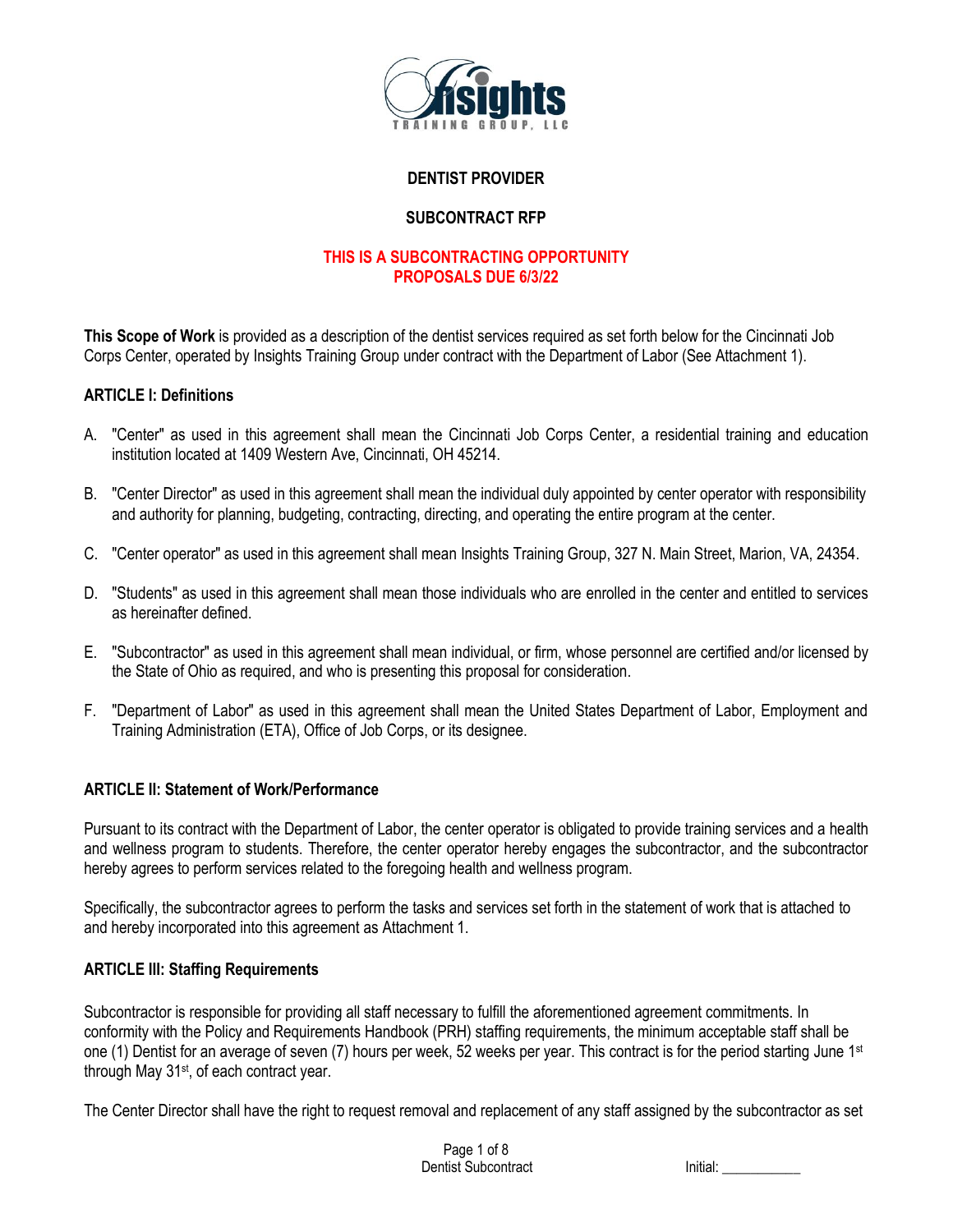**DENTIST PROVIDER**

**SUBCONTRACT RFP**

**THIS IS A SUBCONTRACTING OPPORTUNITY**
**PROPOSALS DUE 6/3/22**

**This Scope of Work** is provided as a description of the dentist services required as set forth below for the Cincinnati Job Corps Center, operated by Insights Training Group under contract with the Department of Labor (See Attachment 1).

## ARTICLE I: Definitions

A. "Center" as used in this agreement shall mean the Cincinnati Job Corps Center, a residential training and education institution located at 1409 Western Ave, Cincinnati, OH 45214.

B. "Center Director" as used in this agreement shall mean the individual duly appointed by center operator with responsibility and authority for planning, budgeting, contracting, directing, and operating the entire program at the center.

C. "Center operator" as used in this agreement shall mean Insights Training Group, 327 N. Main Street, Marion, VA, 24354.

D. "Students" as used in this agreement shall mean those individuals who are enrolled in the center and entitled to services as hereinafter defined.

E. "Subcontractor" as used in this agreement shall mean individual, or firm, whose personnel are certified and/or licensed by the State of Ohio as required, and who is presenting this proposal for consideration.

F. "Department of Labor" as used in this agreement shall mean the United States Department of Labor, Employment and Training Administration (ETA), Office of Job Corps, or its designee.

## ARTICLE II: Statement of Work/Performance

Pursuant to its contract with the Department of Labor, the center operator is obligated to provide training services and a health and wellness program to students. Therefore, the center operator hereby engages the subcontractor, and the subcontractor hereby agrees to perform services related to the foregoing health and wellness program.

Specifically, the subcontractor agrees to perform the tasks and services set forth in the statement of work that is attached to and hereby incorporated into this agreement as Attachment 1.

## ARTICLE III: Staffing Requirements

Subcontractor is responsible for providing all staff necessary to fulfill the aforementioned agreement commitments. In conformity with the Policy and Requirements Handbook (PRH) staffing requirements, the minimum acceptable staff shall be one (1) Dentist for an average of seven (7) hours per week, 52 weeks per year. This contract is for the period starting June 1st through May 31st, of each contract year.

The Center Director shall have the right to request removal and replacement of any staff assigned by the subcontractor as set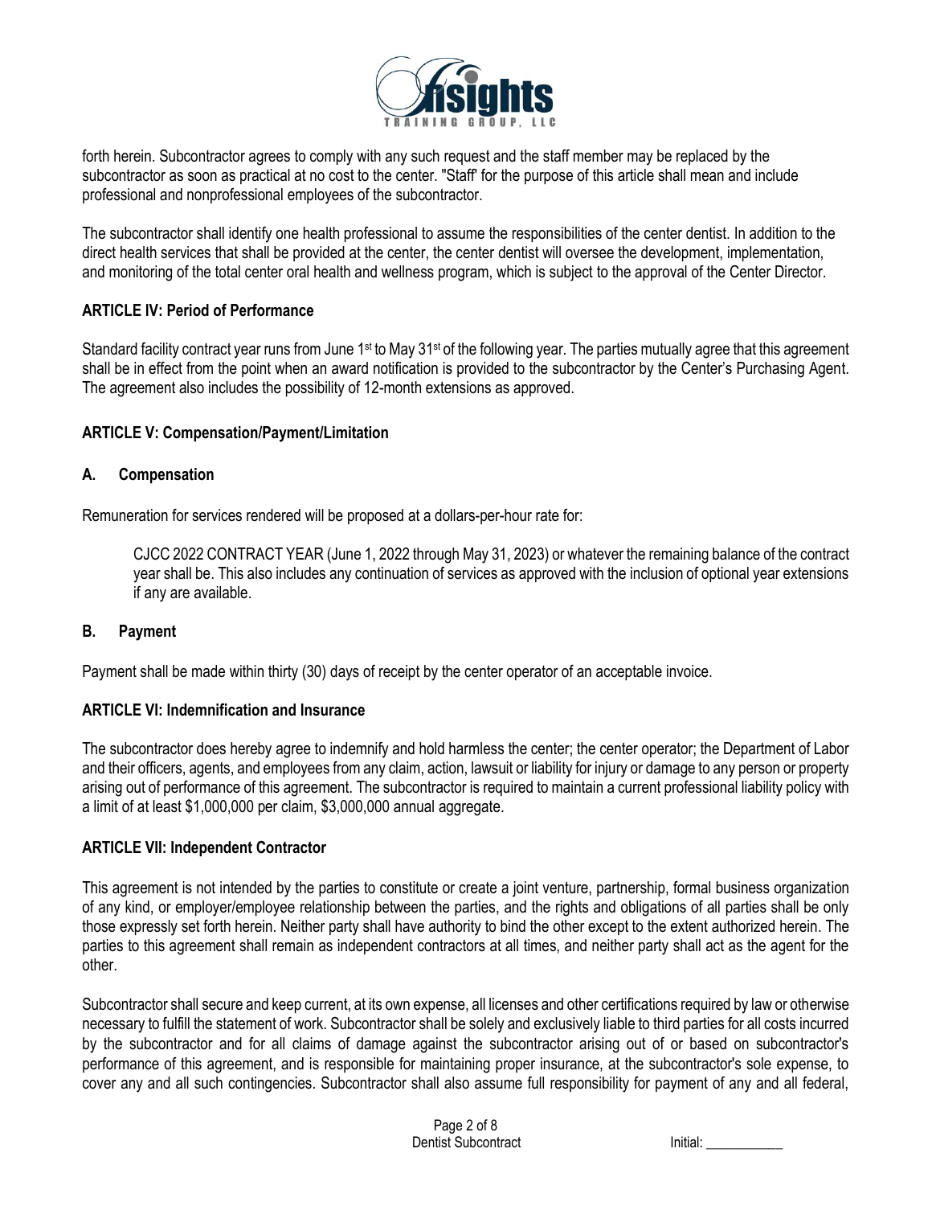forth herein. Subcontractor agrees to comply with any such request and the staff member may be replaced by the subcontractor as soon as practical at no cost to the center. "Staff' for the purpose of this article shall mean and include professional and nonprofessional employees of the subcontractor.

The subcontractor shall identify one health professional to assume the responsibilities of the center dentist. In addition to the direct health services that shall be provided at the center, the center dentist will oversee the development, implementation, and monitoring of the total center oral health and wellness program, which is subject to the approval of the Center Director.

## ARTICLE IV: Period of Performance

Standard facility contract year runs from June 1st to May 31st of the following year. The parties mutually agree that this agreement shall be in effect from the point when an award notification is provided to the subcontractor by the Center's Purchasing Agent. The agreement also includes the possibility of 12-month extensions as approved.

## ARTICLE V: Compensation/Payment/Limitation

### A. Compensation

Remuneration for services rendered will be proposed at a dollars-per-hour rate for:

> CJCC 2022 CONTRACT YEAR (June 1, 2022 through May 31, 2023) or whatever the remaining balance of the contract year shall be. This also includes any continuation of services as approved with the inclusion of optional year extensions if any are available.

### B. Payment

Payment shall be made within thirty (30) days of receipt by the center operator of an acceptable invoice.

## ARTICLE VI: Indemnification and Insurance

The subcontractor does hereby agree to indemnify and hold harmless the center; the center operator; the Department of Labor and their officers, agents, and employees from any claim, action, lawsuit or liability for injury or damage to any person or property arising out of performance of this agreement. The subcontractor is required to maintain a current professional liability policy with a limit of at least $1,000,000 per claim, $3,000,000 annual aggregate.

## ARTICLE VII: Independent Contractor

This agreement is not intended by the parties to constitute or create a joint venture, partnership, formal business organization of any kind, or employer/employee relationship between the parties, and the rights and obligations of all parties shall be only those expressly set forth herein. Neither party shall have authority to bind the other except to the extent authorized herein. The parties to this agreement shall remain as independent contractors at all times, and neither party shall act as the agent for the other.

Subcontractor shall secure and keep current, at its own expense, all licenses and other certifications required by law or otherwise necessary to fulfill the statement of work. Subcontractor shall be solely and exclusively liable to third parties for all costs incurred by the subcontractor and for all claims of damage against the subcontractor arising out of or based on subcontractor's performance of this agreement, and is responsible for maintaining proper insurance, at the subcontractor's sole expense, to cover any and all such contingencies. Subcontractor shall also assume full responsibility for payment of any and all federal,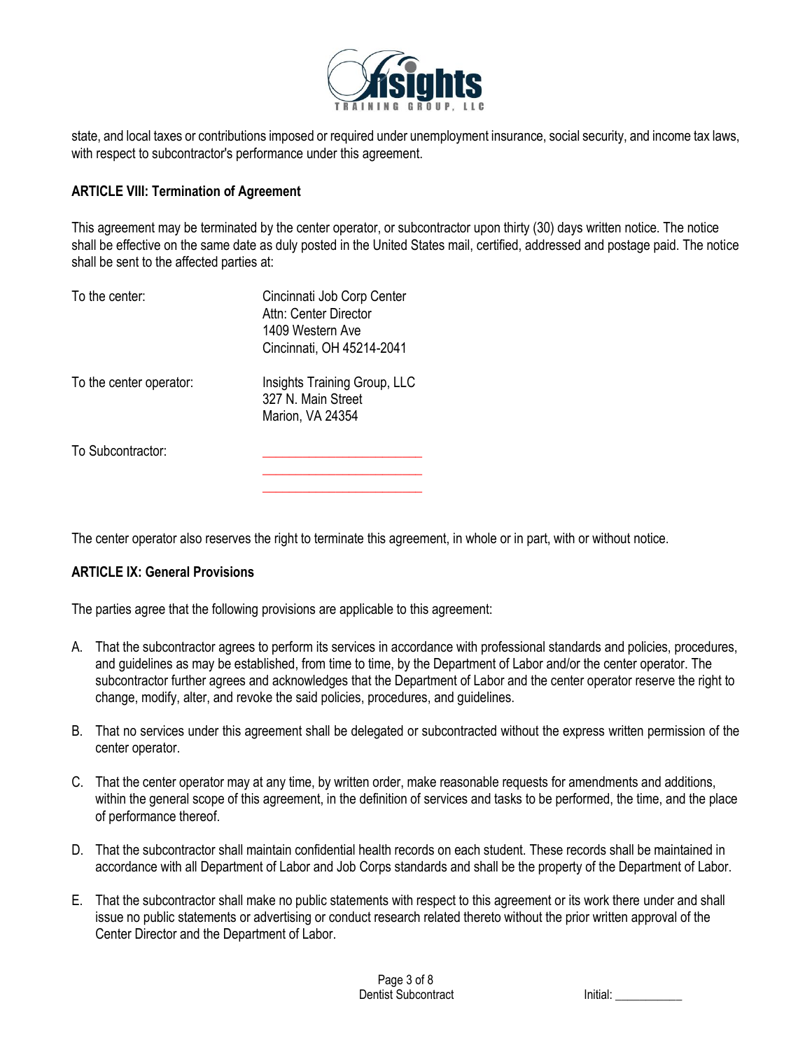state, and local taxes or contributions imposed or required under unemployment insurance, social security, and income tax laws, with respect to subcontractor's performance under this agreement.

**ARTICLE VIII: Termination of Agreement**

This agreement may be terminated by the center operator, or subcontractor upon thirty (30) days written notice. The notice shall be effective on the same date as duly posted in the United States mail, certified, addressed and postage paid. The notice shall be sent to the affected parties at:

To the center:
Cincinnati Job Corp Center
Attn: Center Director
1409 Western Ave
Cincinnati, OH 45214-2041

To the center operator:
Insights Training Group, LLC
327 N. Main Street
Marion, VA 24354

To Subcontractor:
________________________
________________________
________________________

The center operator also reserves the right to terminate this agreement, in whole or in part, with or without notice.

**ARTICLE IX: General Provisions**

The parties agree that the following provisions are applicable to this agreement:

A. That the subcontractor agrees to perform its services in accordance with professional standards and policies, procedures, and guidelines as may be established, from time to time, by the Department of Labor and/or the center operator. The subcontractor further agrees and acknowledges that the Department of Labor and the center operator reserve the right to change, modify, alter, and revoke the said policies, procedures, and guidelines.

B. That no services under this agreement shall be delegated or subcontracted without the express written permission of the center operator.

C. That the center operator may at any time, by written order, make reasonable requests for amendments and additions, within the general scope of this agreement, in the definition of services and tasks to be performed, the time, and the place of performance thereof.

D. That the subcontractor shall maintain confidential health records on each student. These records shall be maintained in accordance with all Department of Labor and Job Corps standards and shall be the property of the Department of Labor.

E. That the subcontractor shall make no public statements with respect to this agreement or its work there under and shall issue no public statements or advertising or conduct research related thereto without the prior written approval of the Center Director and the Department of Labor.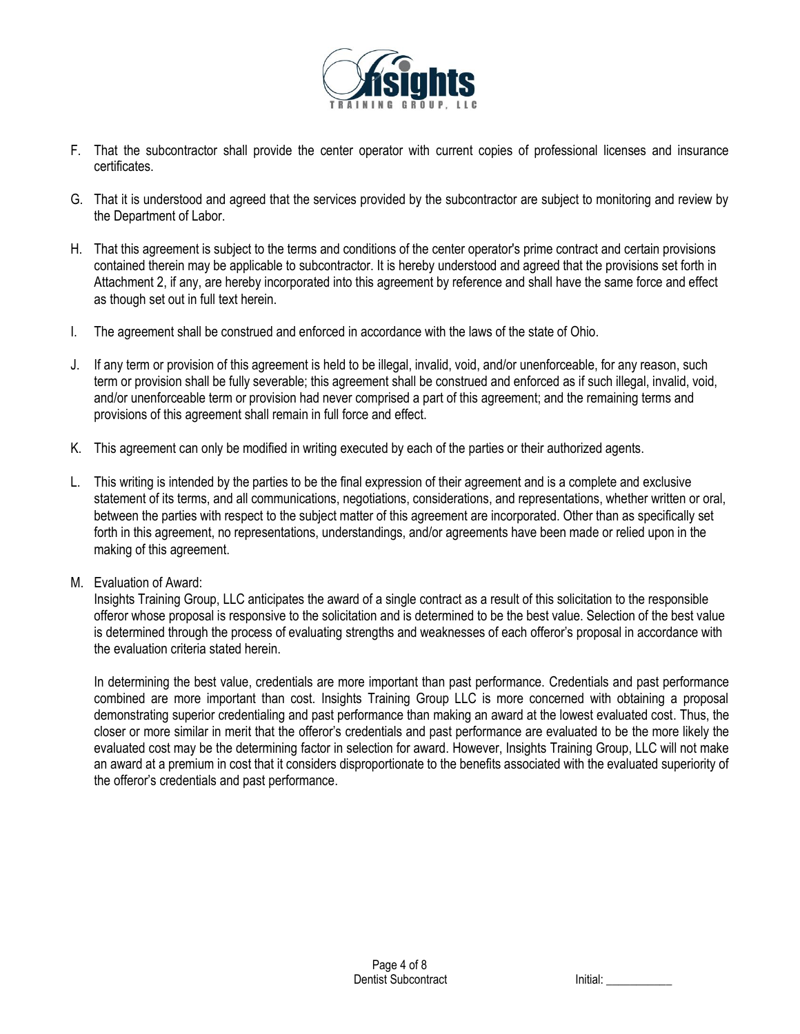F. That the subcontractor shall provide the center operator with current copies of professional licenses and insurance certificates.

G. That it is understood and agreed that the services provided by the subcontractor are subject to monitoring and review by the Department of Labor.

H. That this agreement is subject to the terms and conditions of the center operator's prime contract and certain provisions contained therein may be applicable to subcontractor. It is hereby understood and agreed that the provisions set forth in Attachment 2, if any, are hereby incorporated into this agreement by reference and shall have the same force and effect as though set out in full text herein.

I. The agreement shall be construed and enforced in accordance with the laws of the state of Ohio.

J. If any term or provision of this agreement is held to be illegal, invalid, void, and/or unenforceable, for any reason, such term or provision shall be fully severable; this agreement shall be construed and enforced as if such illegal, invalid, void, and/or unenforceable term or provision had never comprised a part of this agreement; and the remaining terms and provisions of this agreement shall remain in full force and effect.

K. This agreement can only be modified in writing executed by each of the parties or their authorized agents.

L. This writing is intended by the parties to be the final expression of their agreement and is a complete and exclusive statement of its terms, and all communications, negotiations, considerations, and representations, whether written or oral, between the parties with respect to the subject matter of this agreement are incorporated. Other than as specifically set forth in this agreement, no representations, understandings, and/or agreements have been made or relied upon in the making of this agreement.

M. Evaluation of Award:

   Insights Training Group, LLC anticipates the award of a single contract as a result of this solicitation to the responsible offeror whose proposal is responsive to the solicitation and is determined to be the best value. Selection of the best value is determined through the process of evaluating strengths and weaknesses of each offeror's proposal in accordance with the evaluation criteria stated herein.

   In determining the best value, credentials are more important than past performance. Credentials and past performance combined are more important than cost. Insights Training Group LLC is more concerned with obtaining a proposal demonstrating superior credentialing and past performance than making an award at the lowest evaluated cost. Thus, the closer or more similar in merit that the offeror's credentials and past performance are evaluated to be the more likely the evaluated cost may be the determining factor in selection for award. However, Insights Training Group, LLC will not make an award at a premium in cost that it considers disproportionate to the benefits associated with the evaluated superiority of the offeror's credentials and past performance.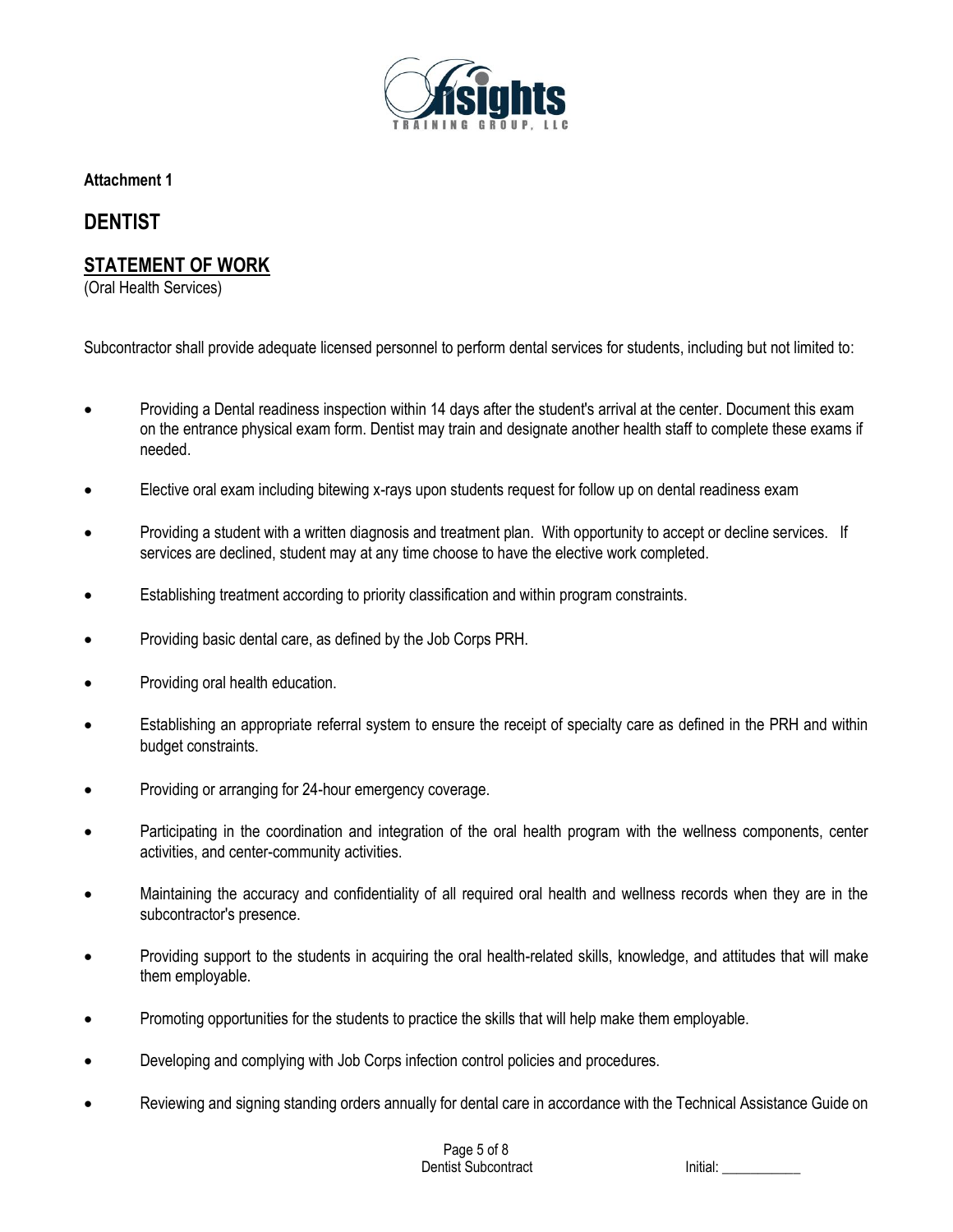**Attachment 1**

## DENTIST

## STATEMENT OF WORK

(Oral Health Services)

Subcontractor shall provide adequate licensed personnel to perform dental services for students, including but not limited to:

- Providing a Dental readiness inspection within 14 days after the student's arrival at the center. Document this exam on the entrance physical exam form. Dentist may train and designate another health staff to complete these exams if needed.
- Elective oral exam including bitewing x-rays upon students request for follow up on dental readiness exam
- Providing a student with a written diagnosis and treatment plan. With opportunity to accept or decline services. If services are declined, student may at any time choose to have the elective work completed.
- Establishing treatment according to priority classification and within program constraints.
- Providing basic dental care, as defined by the Job Corps PRH.
- Providing oral health education.
- Establishing an appropriate referral system to ensure the receipt of specialty care as defined in the PRH and within budget constraints.
- Providing or arranging for 24-hour emergency coverage.
- Participating in the coordination and integration of the oral health program with the wellness components, center activities, and center-community activities.
- Maintaining the accuracy and confidentiality of all required oral health and wellness records when they are in the subcontractor's presence.
- Providing support to the students in acquiring the oral health-related skills, knowledge, and attitudes that will make them employable.
- Promoting opportunities for the students to practice the skills that will help make them employable.
- Developing and complying with Job Corps infection control policies and procedures.
- Reviewing and signing standing orders annually for dental care in accordance with the Technical Assistance Guide on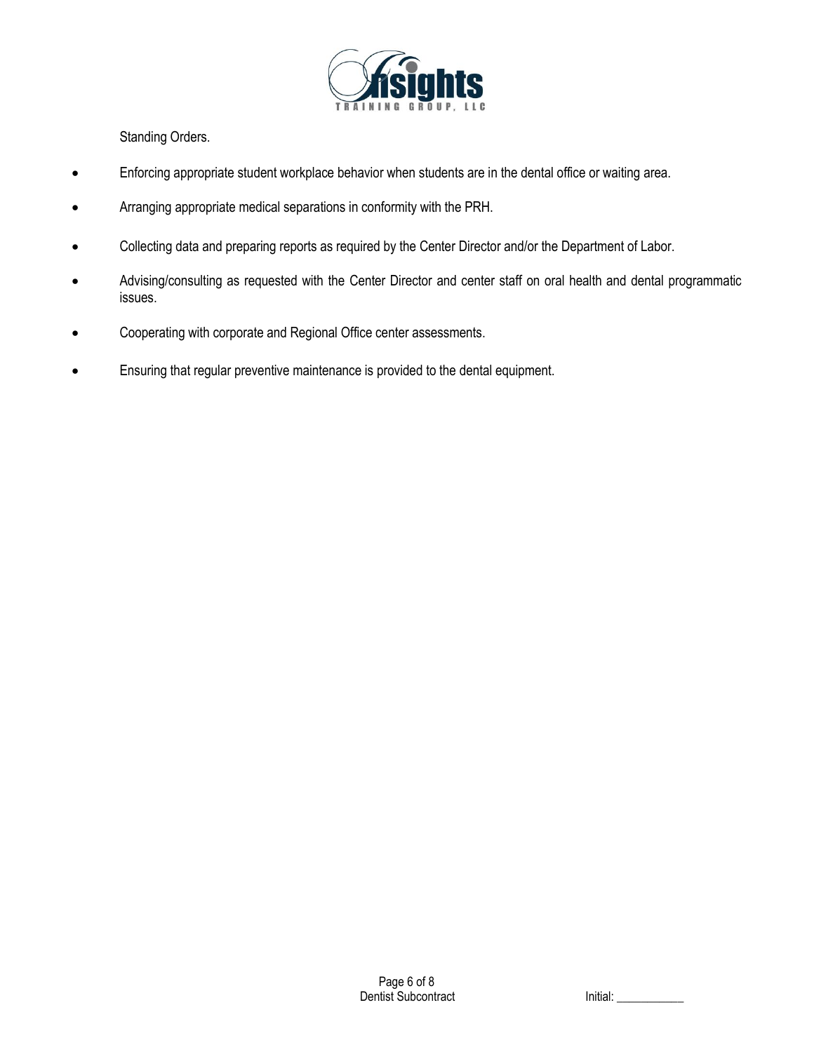Standing Orders.

- Enforcing appropriate student workplace behavior when students are in the dental office or waiting area.
- Arranging appropriate medical separations in conformity with the PRH.
- Collecting data and preparing reports as required by the Center Director and/or the Department of Labor.
- Advising/consulting as requested with the Center Director and center staff on oral health and dental programmatic issues.
- Cooperating with corporate and Regional Office center assessments.
- Ensuring that regular preventive maintenance is provided to the dental equipment.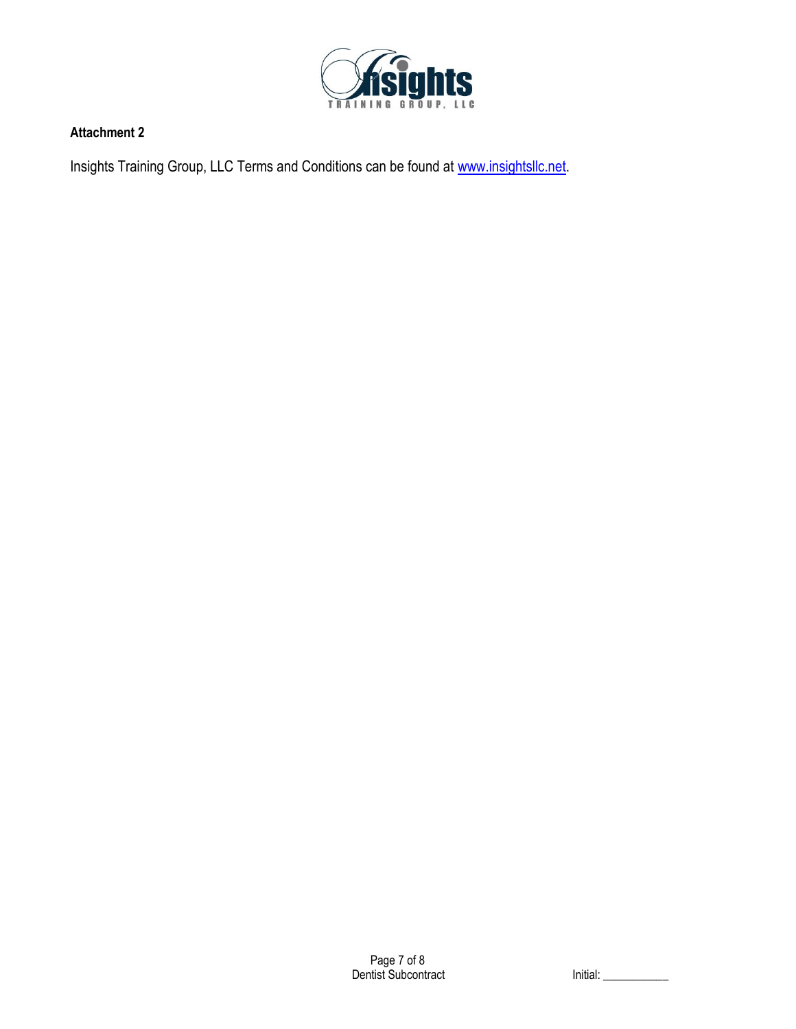**Attachment 2**

Insights Training Group, LLC Terms and Conditions can be found at www.insightsllc.net.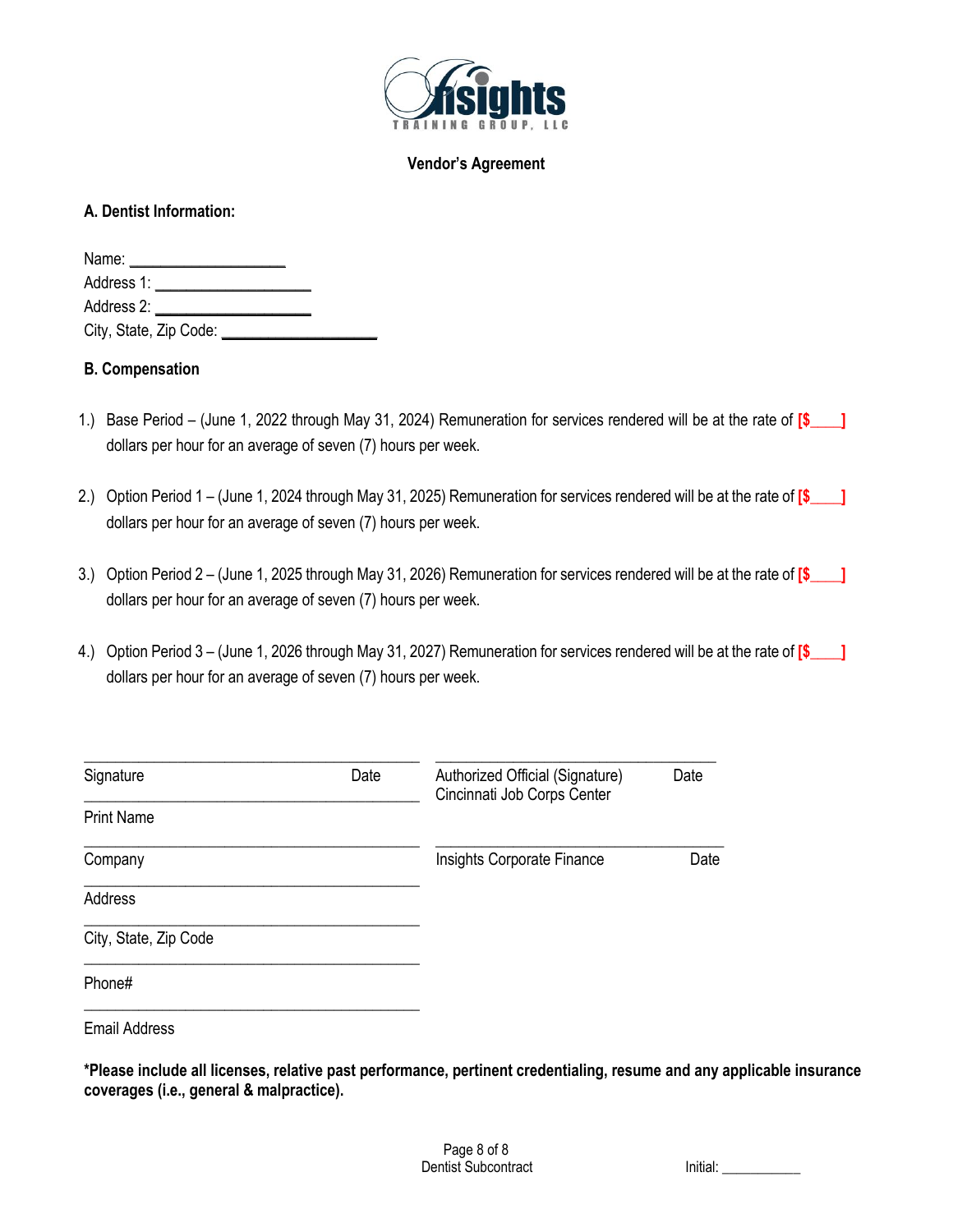Insights
TRAINING GROUP, LLC

**Vendor's Agreement**

**A. Dentist Information:**

Name: ___________________
Address 1: ___________________
Address 2: ___________________
City, State, Zip Code: ___________________

**B. Compensation**

1.) Base Period – (June 1, 2022 through May 31, 2024) Remuneration for services rendered will be at the rate of **[$____]** dollars per hour for an average of seven (7) hours per week.

2.) Option Period 1 – (June 1, 2024 through May 31, 2025) Remuneration for services rendered will be at the rate of **[$____]** dollars per hour for an average of seven (7) hours per week.

3.) Option Period 2 – (June 1, 2025 through May 31, 2026) Remuneration for services rendered will be at the rate of **[$____]** dollars per hour for an average of seven (7) hours per week.

4.) Option Period 3 – (June 1, 2026 through May 31, 2027) Remuneration for services rendered will be at the rate of **[$____]** dollars per hour for an average of seven (7) hours per week.

| | |
|---|---|
| ________________________________ | ________________________________ |
| Signature Date | Authorized Official (Signature) Date<br>Cincinnati Job Corps Center |
| ________________________________ | |
| Print Name | |
| ________________________________ | ________________________________ |
| Company | Insights Corporate Finance Date |
| ________________________________ | |
| Address | |
| ________________________________ | |
| City, State, Zip Code | |
| ________________________________ | |
| Phone# | |
| ________________________________ | |
| Email Address | |

**\*Please include all licenses, relative past performance, pertinent credentialing, resume and any applicable insurance coverages (i.e., general & malpractice).**

Dentist Subcontract

Initial: ___________